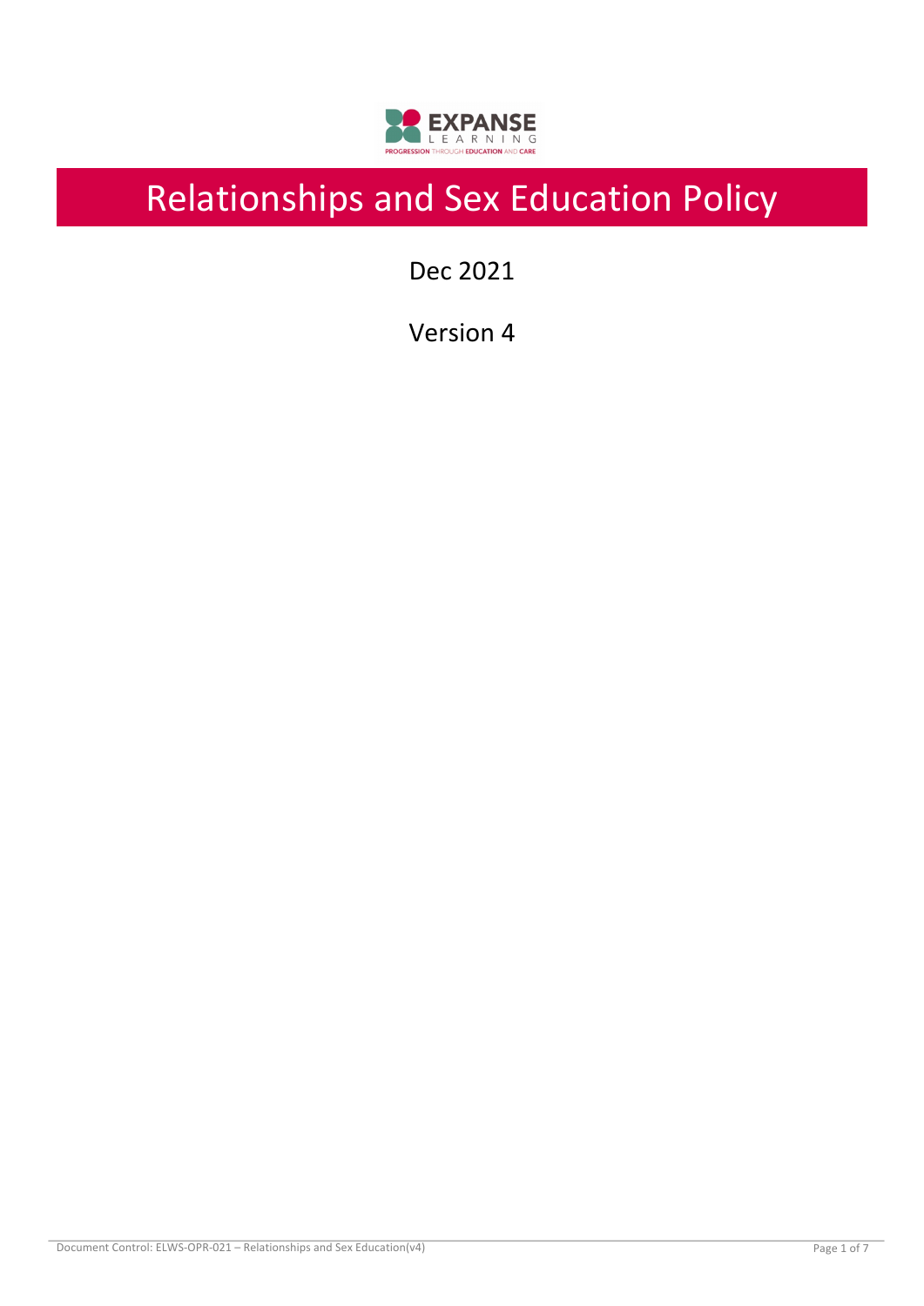# Relationships and Sex Education Policy

Dec 2021

Version 4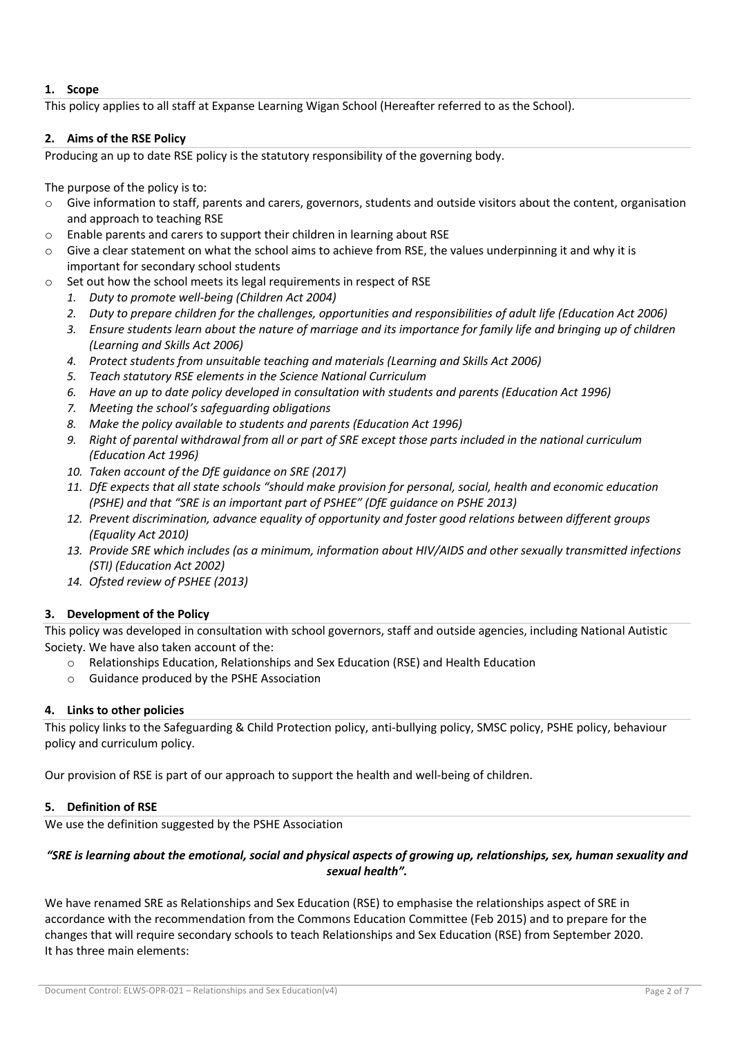## 1. Scope

This policy applies to all staff at Expanse Learning Wigan School (Hereafter referred to as the School).

## 2. Aims of the RSE Policy

Producing an up to date RSE policy is the statutory responsibility of the governing body.

The purpose of the policy is to:

- Give information to staff, parents and carers, governors, students and outside visitors about the content, organisation and approach to teaching RSE
- Enable parents and carers to support their children in learning about RSE
- Give a clear statement on what the school aims to achieve from RSE, the values underpinning it and why it is important for secondary school students
- Set out how the school meets its legal requirements in respect of RSE
    1. *Duty to promote well-being (Children Act 2004)*
    2. *Duty to prepare children for the challenges, opportunities and responsibilities of adult life (Education Act 2006)*
    3. *Ensure students learn about the nature of marriage and its importance for family life and bringing up of children (Learning and Skills Act 2006)*
    4. *Protect students from unsuitable teaching and materials (Learning and Skills Act 2006)*
    5. *Teach statutory RSE elements in the Science National Curriculum*
    6. *Have an up to date policy developed in consultation with students and parents (Education Act 1996)*
    7. *Meeting the school's safeguarding obligations*
    8. *Make the policy available to students and parents (Education Act 1996)*
    9. *Right of parental withdrawal from all or part of SRE except those parts included in the national curriculum (Education Act 1996)*
    10. *Taken account of the DfE guidance on SRE (2017)*
    11. *DfE expects that all state schools "should make provision for personal, social, health and economic education (PSHE) and that "SRE is an important part of PSHEE" (DfE guidance on PSHE 2013)*
    12. *Prevent discrimination, advance equality of opportunity and foster good relations between different groups (Equality Act 2010)*
    13. *Provide SRE which includes (as a minimum, information about HIV/AIDS and other sexually transmitted infections (STI) (Education Act 2002)*
    14. *Ofsted review of PSHEE (2013)*

## 3. Development of the Policy

This policy was developed in consultation with school governors, staff and outside agencies, including National Autistic Society. We have also taken account of the:

- Relationships Education, Relationships and Sex Education (RSE) and Health Education
- Guidance produced by the PSHE Association

## 4. Links to other policies

This policy links to the Safeguarding & Child Protection policy, anti-bullying policy, SMSC policy, PSHE policy, behaviour policy and curriculum policy.

Our provision of RSE is part of our approach to support the health and well-being of children.

## 5. Definition of RSE

We use the definition suggested by the PSHE Association

***"SRE is learning about the emotional, social and physical aspects of growing up, relationships, sex, human sexuality and sexual health".***

We have renamed SRE as Relationships and Sex Education (RSE) to emphasise the relationships aspect of SRE in accordance with the recommendation from the Commons Education Committee (Feb 2015) and to prepare for the changes that will require secondary schools to teach Relationships and Sex Education (RSE) from September 2020.
It has three main elements: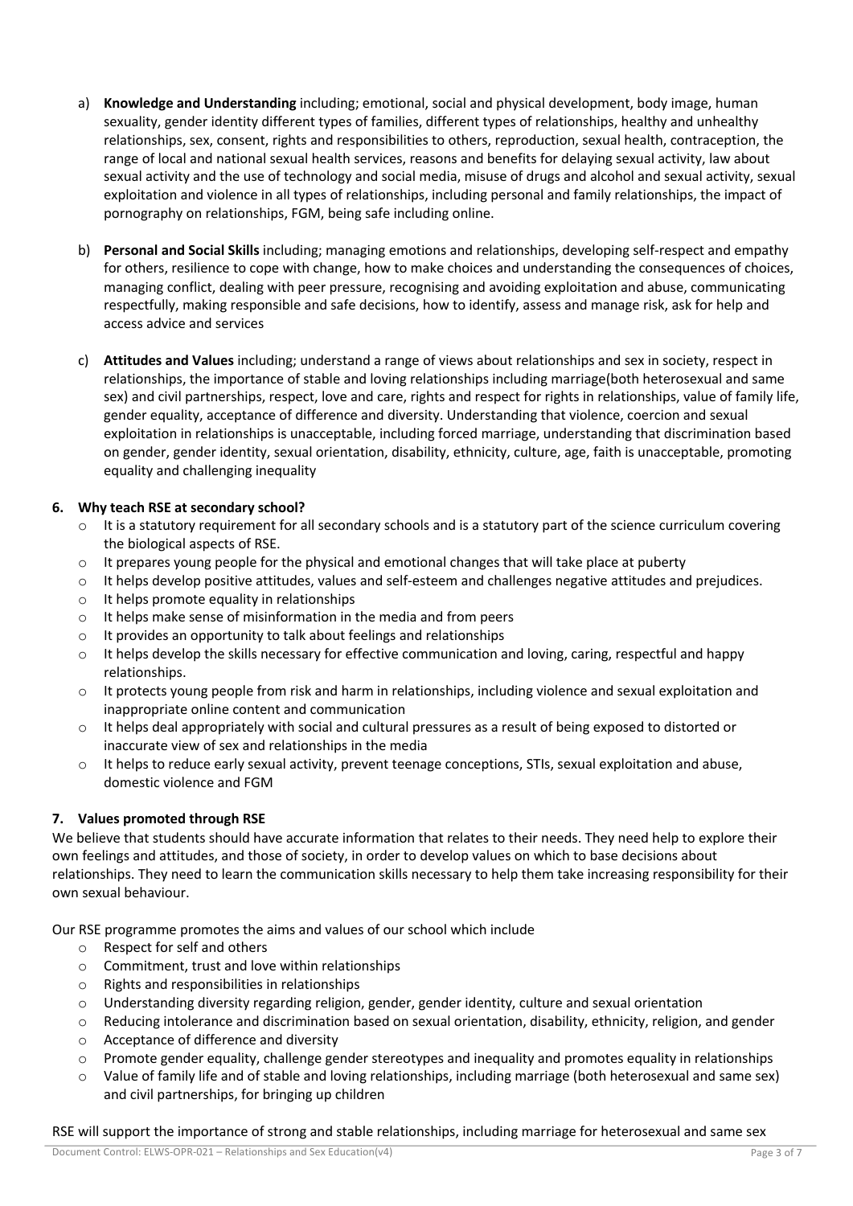a) **Knowledge and Understanding** including; emotional, social and physical development, body image, human sexuality, gender identity different types of families, different types of relationships, healthy and unhealthy relationships, sex, consent, rights and responsibilities to others, reproduction, sexual health, contraception, the range of local and national sexual health services, reasons and benefits for delaying sexual activity, law about sexual activity and the use of technology and social media, misuse of drugs and alcohol and sexual activity, sexual exploitation and violence in all types of relationships, including personal and family relationships, the impact of pornography on relationships, FGM, being safe including online.

b) **Personal and Social Skills** including; managing emotions and relationships, developing self-respect and empathy for others, resilience to cope with change, how to make choices and understanding the consequences of choices, managing conflict, dealing with peer pressure, recognising and avoiding exploitation and abuse, communicating respectfully, making responsible and safe decisions, how to identify, assess and manage risk, ask for help and access advice and services

c) **Attitudes and Values** including; understand a range of views about relationships and sex in society, respect in relationships, the importance of stable and loving relationships including marriage(both heterosexual and same sex) and civil partnerships, respect, love and care, rights and respect for rights in relationships, value of family life, gender equality, acceptance of difference and diversity. Understanding that violence, coercion and sexual exploitation in relationships is unacceptable, including forced marriage, understanding that discrimination based on gender, gender identity, sexual orientation, disability, ethnicity, culture, age, faith is unacceptable, promoting equality and challenging inequality

## 6. Why teach RSE at secondary school?

- It is a statutory requirement for all secondary schools and is a statutory part of the science curriculum covering the biological aspects of RSE.
- It prepares young people for the physical and emotional changes that will take place at puberty
- It helps develop positive attitudes, values and self-esteem and challenges negative attitudes and prejudices.
- It helps promote equality in relationships
- It helps make sense of misinformation in the media and from peers
- It provides an opportunity to talk about feelings and relationships
- It helps develop the skills necessary for effective communication and loving, caring, respectful and happy relationships.
- It protects young people from risk and harm in relationships, including violence and sexual exploitation and inappropriate online content and communication
- It helps deal appropriately with social and cultural pressures as a result of being exposed to distorted or inaccurate view of sex and relationships in the media
- It helps to reduce early sexual activity, prevent teenage conceptions, STIs, sexual exploitation and abuse, domestic violence and FGM

## 7. Values promoted through RSE

We believe that students should have accurate information that relates to their needs. They need help to explore their own feelings and attitudes, and those of society, in order to develop values on which to base decisions about relationships. They need to learn the communication skills necessary to help them take increasing responsibility for their own sexual behaviour.

Our RSE programme promotes the aims and values of our school which include

- Respect for self and others
- Commitment, trust and love within relationships
- Rights and responsibilities in relationships
- Understanding diversity regarding religion, gender, gender identity, culture and sexual orientation
- Reducing intolerance and discrimination based on sexual orientation, disability, ethnicity, religion, and gender
- Acceptance of difference and diversity
- Promote gender equality, challenge gender stereotypes and inequality and promotes equality in relationships
- Value of family life and of stable and loving relationships, including marriage (both heterosexual and same sex) and civil partnerships, for bringing up children

RSE will support the importance of strong and stable relationships, including marriage for heterosexual and same sex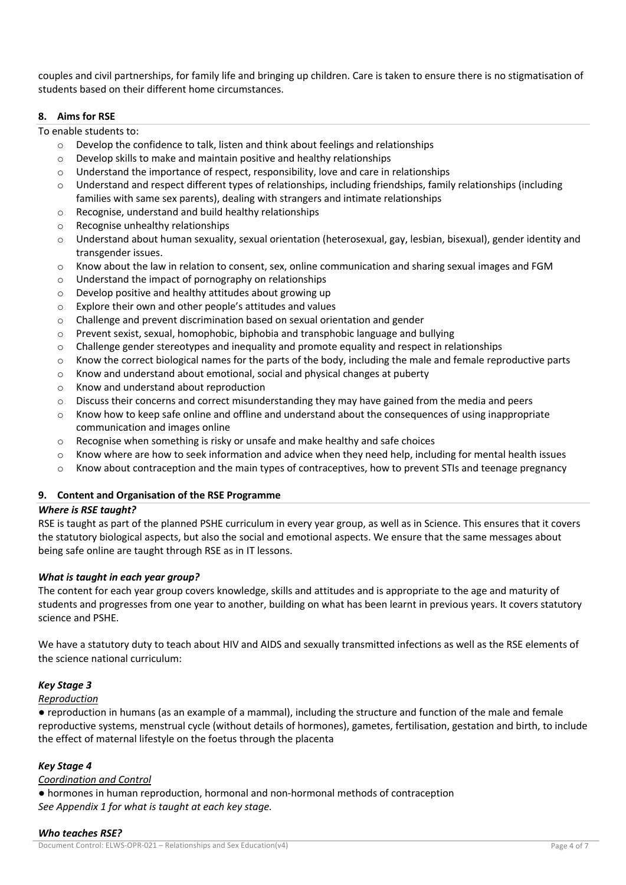couples and civil partnerships, for family life and bringing up children. Care is taken to ensure there is no stigmatisation of students based on their different home circumstances.

## 8. Aims for RSE

To enable students to:

- Develop the confidence to talk, listen and think about feelings and relationships
- Develop skills to make and maintain positive and healthy relationships
- Understand the importance of respect, responsibility, love and care in relationships
- Understand and respect different types of relationships, including friendships, family relationships (including families with same sex parents), dealing with strangers and intimate relationships
- Recognise, understand and build healthy relationships
- Recognise unhealthy relationships
- Understand about human sexuality, sexual orientation (heterosexual, gay, lesbian, bisexual), gender identity and transgender issues.
- Know about the law in relation to consent, sex, online communication and sharing sexual images and FGM
- Understand the impact of pornography on relationships
- Develop positive and healthy attitudes about growing up
- Explore their own and other people's attitudes and values
- Challenge and prevent discrimination based on sexual orientation and gender
- Prevent sexist, sexual, homophobic, biphobia and transphobic language and bullying
- Challenge gender stereotypes and inequality and promote equality and respect in relationships
- Know the correct biological names for the parts of the body, including the male and female reproductive parts
- Know and understand about emotional, social and physical changes at puberty
- Know and understand about reproduction
- Discuss their concerns and correct misunderstanding they may have gained from the media and peers
- Know how to keep safe online and offline and understand about the consequences of using inappropriate communication and images online
- Recognise when something is risky or unsafe and make healthy and safe choices
- Know where are how to seek information and advice when they need help, including for mental health issues
- Know about contraception and the main types of contraceptives, how to prevent STIs and teenage pregnancy

## 9. Content and Organisation of the RSE Programme

### *Where is RSE taught?*

RSE is taught as part of the planned PSHE curriculum in every year group, as well as in Science. This ensures that it covers the statutory biological aspects, but also the social and emotional aspects. We ensure that the same messages about being safe online are taught through RSE as in IT lessons.

### *What is taught in each year group?*

The content for each year group covers knowledge, skills and attitudes and is appropriate to the age and maturity of students and progresses from one year to another, building on what has been learnt in previous years. It covers statutory science and PSHE.

We have a statutory duty to teach about HIV and AIDS and sexually transmitted infections as well as the RSE elements of the science national curriculum:

#### *Key Stage 3*

<u>*Reproduction*</u>

● reproduction in humans (as an example of a mammal), including the structure and function of the male and female reproductive systems, menstrual cycle (without details of hormones), gametes, fertilisation, gestation and birth, to include the effect of maternal lifestyle on the foetus through the placenta

#### *Key Stage 4*

<u>*Coordination and Control*</u>

● hormones in human reproduction, hormonal and non-hormonal methods of contraception

*See Appendix 1 for what is taught at each key stage.*

### *Who teaches RSE?*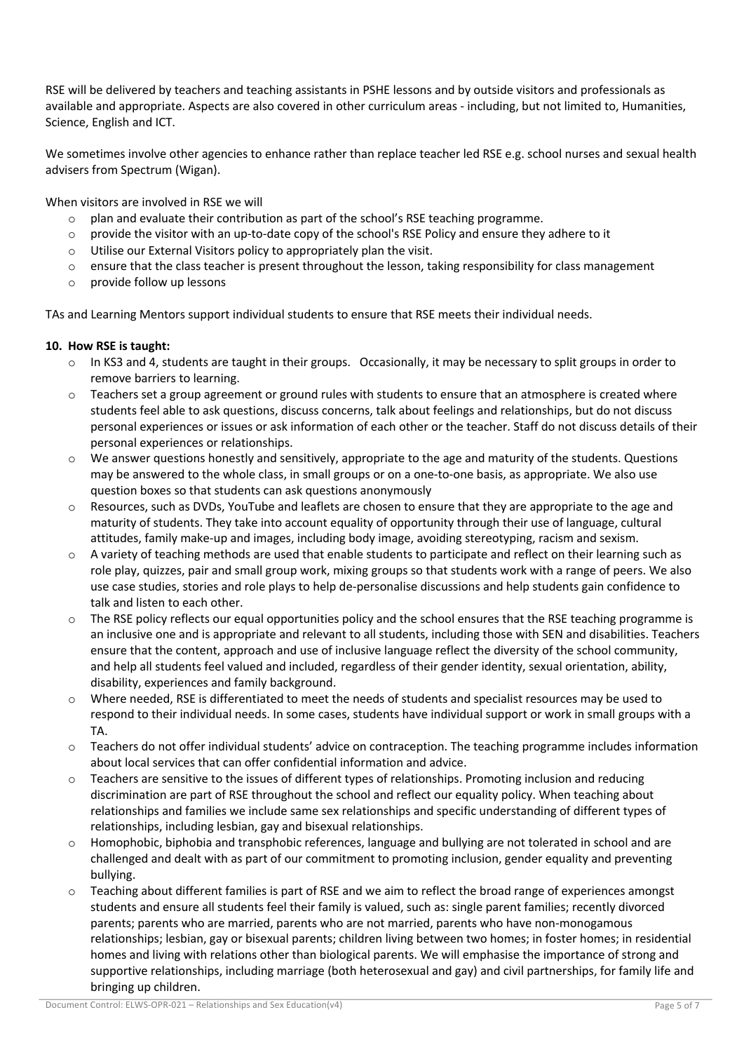RSE will be delivered by teachers and teaching assistants in PSHE lessons and by outside visitors and professionals as available and appropriate. Aspects are also covered in other curriculum areas - including, but not limited to, Humanities, Science, English and ICT.

We sometimes involve other agencies to enhance rather than replace teacher led RSE e.g. school nurses and sexual health advisers from Spectrum (Wigan).

When visitors are involved in RSE we will

- plan and evaluate their contribution as part of the school's RSE teaching programme.
- provide the visitor with an up-to-date copy of the school's RSE Policy and ensure they adhere to it
- Utilise our External Visitors policy to appropriately plan the visit.
- ensure that the class teacher is present throughout the lesson, taking responsibility for class management
- provide follow up lessons

TAs and Learning Mentors support individual students to ensure that RSE meets their individual needs.

**10. How RSE is taught:**

- In KS3 and 4, students are taught in their groups. Occasionally, it may be necessary to split groups in order to remove barriers to learning.
- Teachers set a group agreement or ground rules with students to ensure that an atmosphere is created where students feel able to ask questions, discuss concerns, talk about feelings and relationships, but do not discuss personal experiences or issues or ask information of each other or the teacher. Staff do not discuss details of their personal experiences or relationships.
- We answer questions honestly and sensitively, appropriate to the age and maturity of the students. Questions may be answered to the whole class, in small groups or on a one-to-one basis, as appropriate. We also use question boxes so that students can ask questions anonymously
- Resources, such as DVDs, YouTube and leaflets are chosen to ensure that they are appropriate to the age and maturity of students. They take into account equality of opportunity through their use of language, cultural attitudes, family make-up and images, including body image, avoiding stereotyping, racism and sexism.
- A variety of teaching methods are used that enable students to participate and reflect on their learning such as role play, quizzes, pair and small group work, mixing groups so that students work with a range of peers. We also use case studies, stories and role plays to help de-personalise discussions and help students gain confidence to talk and listen to each other.
- The RSE policy reflects our equal opportunities policy and the school ensures that the RSE teaching programme is an inclusive one and is appropriate and relevant to all students, including those with SEN and disabilities. Teachers ensure that the content, approach and use of inclusive language reflect the diversity of the school community, and help all students feel valued and included, regardless of their gender identity, sexual orientation, ability, disability, experiences and family background.
- Where needed, RSE is differentiated to meet the needs of students and specialist resources may be used to respond to their individual needs. In some cases, students have individual support or work in small groups with a TA.
- Teachers do not offer individual students' advice on contraception. The teaching programme includes information about local services that can offer confidential information and advice.
- Teachers are sensitive to the issues of different types of relationships. Promoting inclusion and reducing discrimination are part of RSE throughout the school and reflect our equality policy. When teaching about relationships and families we include same sex relationships and specific understanding of different types of relationships, including lesbian, gay and bisexual relationships.
- Homophobic, biphobia and transphobic references, language and bullying are not tolerated in school and are challenged and dealt with as part of our commitment to promoting inclusion, gender equality and preventing bullying.
- Teaching about different families is part of RSE and we aim to reflect the broad range of experiences amongst students and ensure all students feel their family is valued, such as: single parent families; recently divorced parents; parents who are married, parents who are not married, parents who have non-monogamous relationships; lesbian, gay or bisexual parents; children living between two homes; in foster homes; in residential homes and living with relations other than biological parents. We will emphasise the importance of strong and supportive relationships, including marriage (both heterosexual and gay) and civil partnerships, for family life and bringing up children.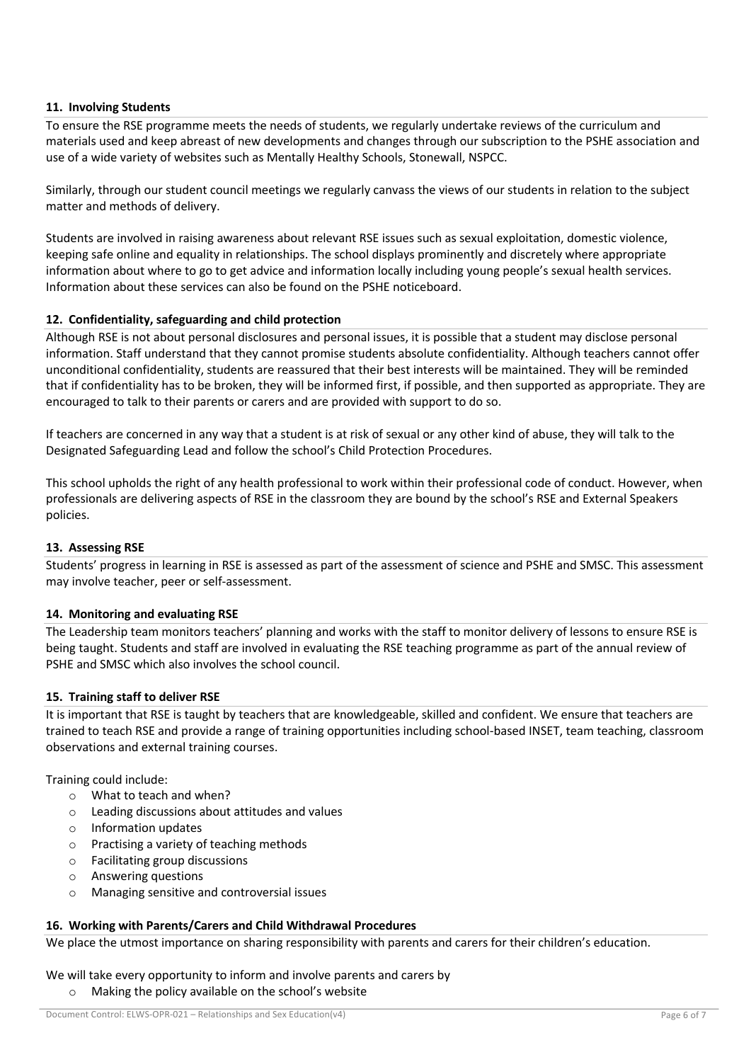## 11. Involving Students

To ensure the RSE programme meets the needs of students, we regularly undertake reviews of the curriculum and materials used and keep abreast of new developments and changes through our subscription to the PSHE association and use of a wide variety of websites such as Mentally Healthy Schools, Stonewall, NSPCC.

Similarly, through our student council meetings we regularly canvass the views of our students in relation to the subject matter and methods of delivery.

Students are involved in raising awareness about relevant RSE issues such as sexual exploitation, domestic violence, keeping safe online and equality in relationships. The school displays prominently and discretely where appropriate information about where to go to get advice and information locally including young people's sexual health services. Information about these services can also be found on the PSHE noticeboard.

## 12. Confidentiality, safeguarding and child protection

Although RSE is not about personal disclosures and personal issues, it is possible that a student may disclose personal information. Staff understand that they cannot promise students absolute confidentiality. Although teachers cannot offer unconditional confidentiality, students are reassured that their best interests will be maintained. They will be reminded that if confidentiality has to be broken, they will be informed first, if possible, and then supported as appropriate. They are encouraged to talk to their parents or carers and are provided with support to do so.

If teachers are concerned in any way that a student is at risk of sexual or any other kind of abuse, they will talk to the Designated Safeguarding Lead and follow the school's Child Protection Procedures.

This school upholds the right of any health professional to work within their professional code of conduct. However, when professionals are delivering aspects of RSE in the classroom they are bound by the school's RSE and External Speakers policies.

## 13. Assessing RSE

Students' progress in learning in RSE is assessed as part of the assessment of science and PSHE and SMSC. This assessment may involve teacher, peer or self-assessment.

## 14. Monitoring and evaluating RSE

The Leadership team monitors teachers' planning and works with the staff to monitor delivery of lessons to ensure RSE is being taught. Students and staff are involved in evaluating the RSE teaching programme as part of the annual review of PSHE and SMSC which also involves the school council.

## 15. Training staff to deliver RSE

It is important that RSE is taught by teachers that are knowledgeable, skilled and confident. We ensure that teachers are trained to teach RSE and provide a range of training opportunities including school-based INSET, team teaching, classroom observations and external training courses.

Training could include:

- What to teach and when?
- Leading discussions about attitudes and values
- Information updates
- Practising a variety of teaching methods
- Facilitating group discussions
- Answering questions
- Managing sensitive and controversial issues

## 16. Working with Parents/Carers and Child Withdrawal Procedures

We place the utmost importance on sharing responsibility with parents and carers for their children's education.

We will take every opportunity to inform and involve parents and carers by

- Making the policy available on the school's website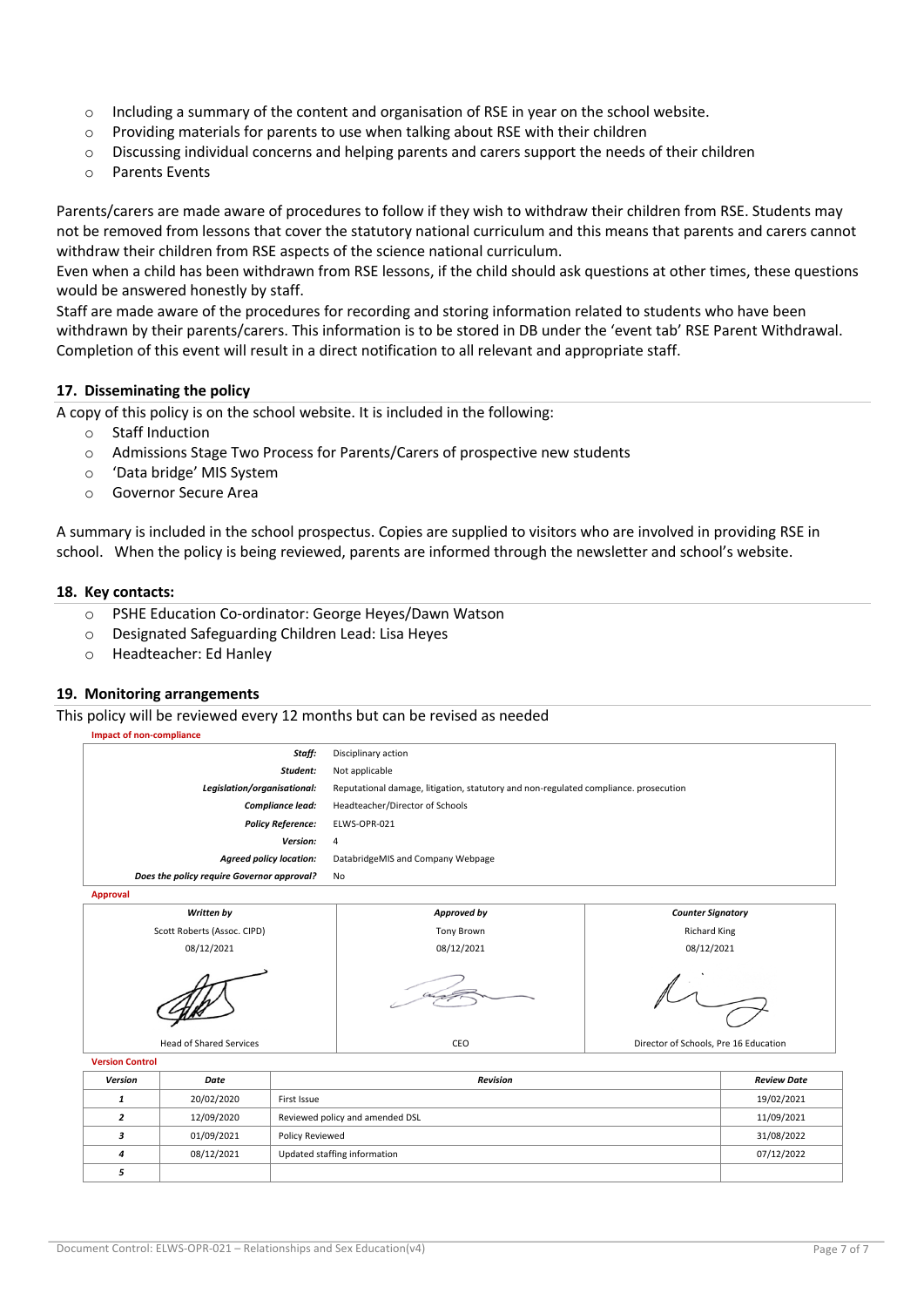- Including a summary of the content and organisation of RSE in year on the school website.
- Providing materials for parents to use when talking about RSE with their children
- Discussing individual concerns and helping parents and carers support the needs of their children
- Parents Events

Parents/carers are made aware of procedures to follow if they wish to withdraw their children from RSE. Students may not be removed from lessons that cover the statutory national curriculum and this means that parents and carers cannot withdraw their children from RSE aspects of the science national curriculum.
Even when a child has been withdrawn from RSE lessons, if the child should ask questions at other times, these questions would be answered honestly by staff.
Staff are made aware of the procedures for recording and storing information related to students who have been withdrawn by their parents/carers. This information is to be stored in DB under the 'event tab' RSE Parent Withdrawal. Completion of this event will result in a direct notification to all relevant and appropriate staff.

## 17. Disseminating the policy

A copy of this policy is on the school website. It is included in the following:

- Staff Induction
- Admissions Stage Two Process for Parents/Carers of prospective new students
- 'Data bridge' MIS System
- Governor Secure Area

A summary is included in the school prospectus. Copies are supplied to visitors who are involved in providing RSE in school. When the policy is being reviewed, parents are informed through the newsletter and school's website.

## 18. Key contacts:

- PSHE Education Co-ordinator: George Heyes/Dawn Watson
- Designated Safeguarding Children Lead: Lisa Heyes
- Headteacher: Ed Hanley

## 19. Monitoring arrangements

This policy will be reviewed every 12 months but can be revised as needed

**Impact of non-compliance**

| | |
|---|---|
| ***Staff:*** | Disciplinary action |
| ***Student:*** | Not applicable |
| ***Legislation/organisational:*** | Reputational damage, litigation, statutory and non-regulated compliance. prosecution |
| ***Compliance lead:*** | Headteacher/Director of Schools |
| ***Policy Reference:*** | ELWS-OPR-021 |
| ***Version:*** | 4 |
| ***Agreed policy location:*** | DatabridgeMIS and Company Webpage |
| ***Does the policy require Governor approval?*** | No |

**Approval**

| *Written by* | *Approved by* | *Counter Signatory* |
|---|---|---|
| Scott Roberts (Assoc. CIPD) | Tony Brown | Richard King |
| 08/12/2021 | 08/12/2021 | 08/12/2021 |
| Head of Shared Services | CEO | Director of Schools, Pre 16 Education |

**Version Control**

| *Version* | *Date* | *Revision* | *Review Date* |
|---|---|---|---|
| *1* | 20/02/2020 | First Issue | 19/02/2021 |
| *2* | 12/09/2020 | Reviewed policy and amended DSL | 11/09/2021 |
| *3* | 01/09/2021 | Policy Reviewed | 31/08/2022 |
| *4* | 08/12/2021 | Updated staffing information | 07/12/2022 |
| *5* | | | |

Document Control: ELWS-OPR-021 – Relationships and Sex Education(v4)